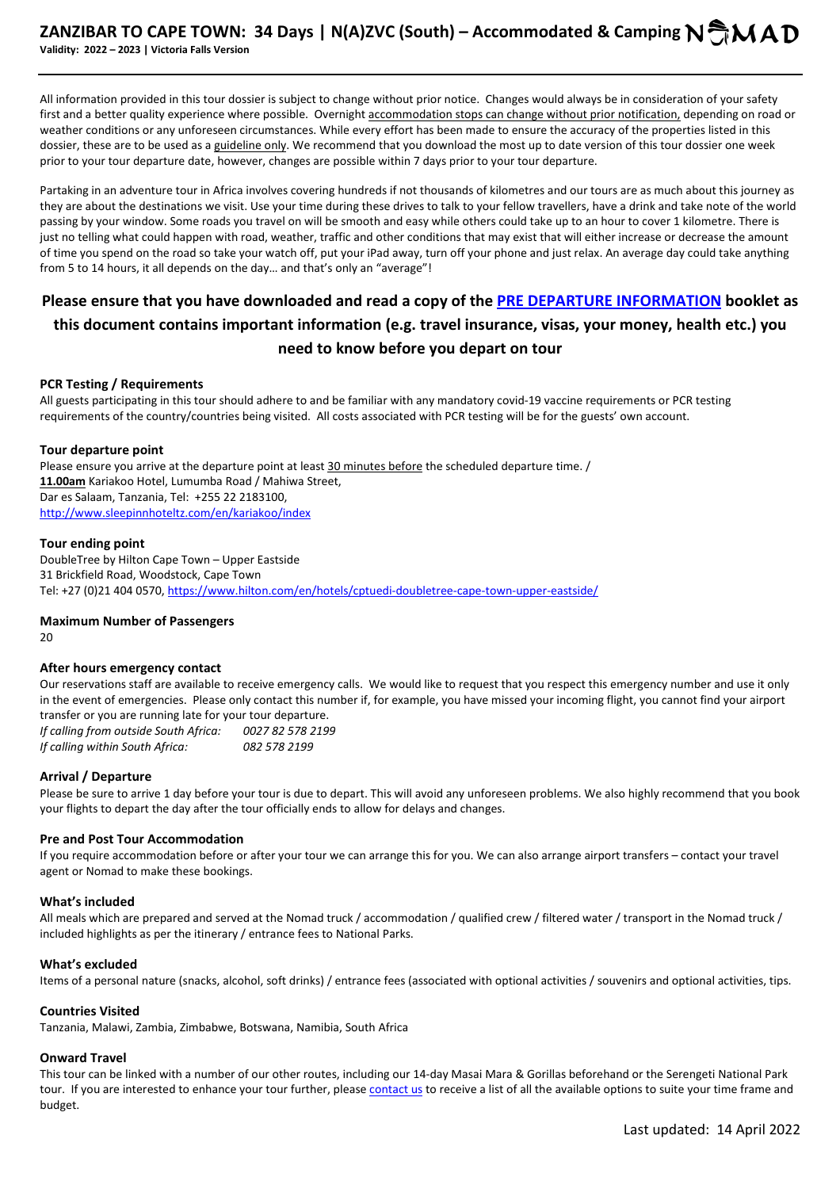# ZANZIBAR TO CAPE TOWN: 34 Days | N(A)ZVC (South) – Accommodated & Camping

**Validity: 2022 – 2023 | Victoria Falls Version**

All information provided in this tour dossier is subject to change without prior notice. Changes would always be in consideration of your safety first and a better quality experience where possible. Overnight accommodation stops can change without prior notification, depending on road or weather conditions or any unforeseen circumstances. While every effort has been made to ensure the accuracy of the properties listed in this dossier, these are to be used as a guideline only. We recommend that you download the most up to date version of this tour dossier one week prior to your tour departure date, however, changes are possible within 7 days prior to your tour departure.

Partaking in an adventure tour in Africa involves covering hundreds if not thousands of kilometres and our tours are as much about this journey as they are about the destinations we visit. Use your time during these drives to talk to your fellow travellers, have a drink and take note of the world passing by your window. Some roads you travel on will be smooth and easy while others could take up to an hour to cover 1 kilometre. There is just no telling what could happen with road, weather, traffic and other conditions that may exist that will either increase or decrease the amount of time you spend on the road so take your watch off, put your iPad away, turn off your phone and just relax. An average day could take anything from 5 to 14 hours, it all depends on the day… and that's only an "average"!

## Please ensure that you have downloaded and read a copy of the PRE DEPARTURE INFORMATION booklet as this document contains important information (e.g. travel insurance, visas, your money, health etc.) you need to know before you depart on tour

### PCR Testing / Requirements

All guests participating in this tour should adhere to and be familiar with any mandatory covid-19 vaccine requirements or PCR testing requirements of the country/countries being visited. All costs associated with PCR testing will be for the guests' own account.

### Tour departure point

Please ensure you arrive at the departure point at least 30 minutes before the scheduled departure time. /
**11.00am** Kariakoo Hotel, Lumumba Road / Mahiwa Street,
Dar es Salaam, Tanzania, Tel: +255 22 2183100,
http://www.sleepinnhoteltz.com/en/kariakoo/index

### Tour ending point

DoubleTree by Hilton Cape Town – Upper Eastside
31 Brickfield Road, Woodstock, Cape Town
Tel: +27 (0)21 404 0570, https://www.hilton.com/en/hotels/cptuedi-doubletree-cape-town-upper-eastside/

### Maximum Number of Passengers

20

### After hours emergency contact

Our reservations staff are available to receive emergency calls. We would like to request that you respect this emergency number and use it only in the event of emergencies. Please only contact this number if, for example, you have missed your incoming flight, you cannot find your airport transfer or you are running late for your tour departure.

*If calling from outside South Africa:* *0027 82 578 2199*
*If calling within South Africa:* *082 578 2199*

### Arrival / Departure

Please be sure to arrive 1 day before your tour is due to depart. This will avoid any unforeseen problems. We also highly recommend that you book your flights to depart the day after the tour officially ends to allow for delays and changes.

### Pre and Post Tour Accommodation

If you require accommodation before or after your tour we can arrange this for you. We can also arrange airport transfers – contact your travel agent or Nomad to make these bookings.

### What's included

All meals which are prepared and served at the Nomad truck / accommodation / qualified crew / filtered water / transport in the Nomad truck / included highlights as per the itinerary / entrance fees to National Parks.

### What's excluded

Items of a personal nature (snacks, alcohol, soft drinks) / entrance fees (associated with optional activities / souvenirs and optional activities, tips.

### Countries Visited

Tanzania, Malawi, Zambia, Zimbabwe, Botswana, Namibia, South Africa

### Onward Travel

This tour can be linked with a number of our other routes, including our 14-day Masai Mara & Gorillas beforehand or the Serengeti National Park tour. If you are interested to enhance your tour further, please contact us to receive a list of all the available options to suite your time frame and budget.

Last updated: 14 April 2022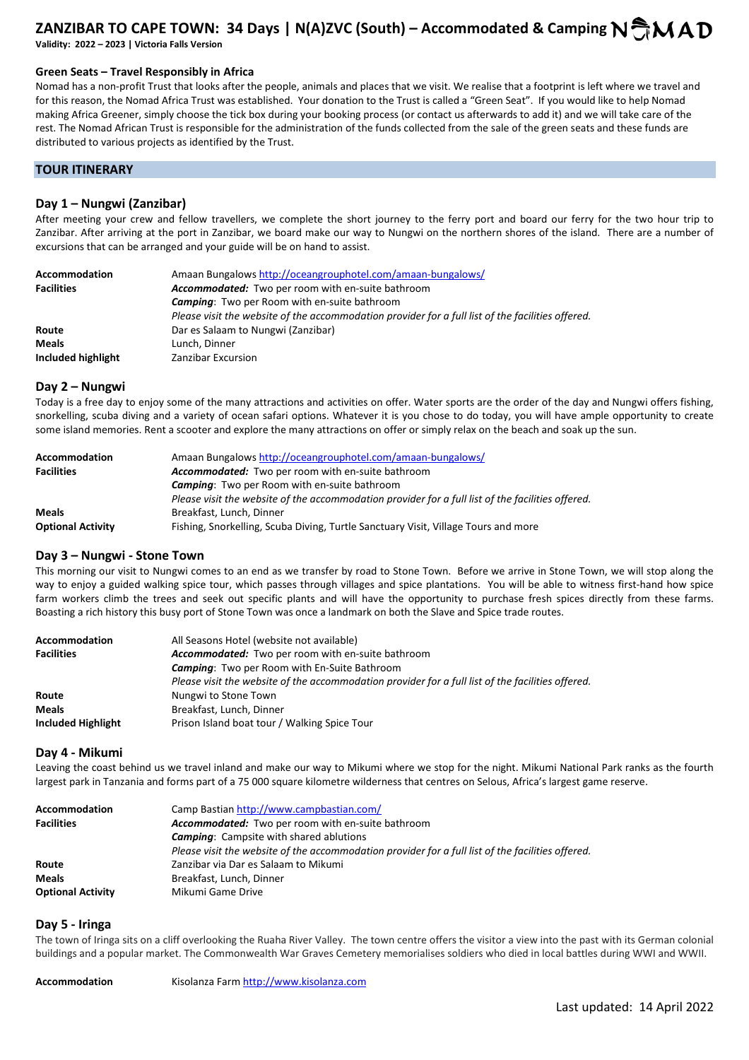# ZANZIBAR TO CAPE TOWN: 34 Days | N(A)ZVC (South) – Accommodated & Camping

**Validity: 2022 – 2023 | Victoria Falls Version**

### Green Seats – Travel Responsibly in Africa

Nomad has a non-profit Trust that looks after the people, animals and places that we visit. We realise that a footprint is left where we travel and for this reason, the Nomad Africa Trust was established. Your donation to the Trust is called a "Green Seat". If you would like to help Nomad making Africa Greener, simply choose the tick box during your booking process (or contact us afterwards to add it) and we will take care of the rest. The Nomad African Trust is responsible for the administration of the funds collected from the sale of the green seats and these funds are distributed to various projects as identified by the Trust.

## TOUR ITINERARY

### Day 1 – Nungwi (Zanzibar)

After meeting your crew and fellow travellers, we complete the short journey to the ferry port and board our ferry for the two hour trip to Zanzibar. After arriving at the port in Zanzibar, we board make our way to Nungwi on the northern shores of the island. There are a number of excursions that can be arranged and your guide will be on hand to assist.

| | |
|---|---|
| **Accommodation** | Amaan Bungalows http://oceangrouphotel.com/amaan-bungalows/ |
| **Facilities** | ***Accommodated:*** Two per room with en-suite bathroom |
| | ***Camping***: Two per Room with en-suite bathroom |
| | *Please visit the website of the accommodation provider for a full list of the facilities offered.* |
| **Route** | Dar es Salaam to Nungwi (Zanzibar) |
| **Meals** | Lunch, Dinner |
| **Included highlight** | Zanzibar Excursion |

### Day 2 – Nungwi

Today is a free day to enjoy some of the many attractions and activities on offer. Water sports are the order of the day and Nungwi offers fishing, snorkelling, scuba diving and a variety of ocean safari options. Whatever it is you chose to do today, you will have ample opportunity to create some island memories. Rent a scooter and explore the many attractions on offer or simply relax on the beach and soak up the sun.

| | |
|---|---|
| **Accommodation** | Amaan Bungalows http://oceangrouphotel.com/amaan-bungalows/ |
| **Facilities** | ***Accommodated:*** Two per room with en-suite bathroom |
| | ***Camping***: Two per Room with en-suite bathroom |
| | *Please visit the website of the accommodation provider for a full list of the facilities offered.* |
| **Meals** | Breakfast, Lunch, Dinner |
| **Optional Activity** | Fishing, Snorkelling, Scuba Diving, Turtle Sanctuary Visit, Village Tours and more |

### Day 3 – Nungwi - Stone Town

This morning our visit to Nungwi comes to an end as we transfer by road to Stone Town. Before we arrive in Stone Town, we will stop along the way to enjoy a guided walking spice tour, which passes through villages and spice plantations. You will be able to witness first-hand how spice farm workers climb the trees and seek out specific plants and will have the opportunity to purchase fresh spices directly from these farms. Boasting a rich history this busy port of Stone Town was once a landmark on both the Slave and Spice trade routes.

| | |
|---|---|
| **Accommodation** | All Seasons Hotel (website not available) |
| **Facilities** | ***Accommodated:*** Two per room with en-suite bathroom |
| | ***Camping***: Two per Room with En-Suite Bathroom |
| | *Please visit the website of the accommodation provider for a full list of the facilities offered.* |
| **Route** | Nungwi to Stone Town |
| **Meals** | Breakfast, Lunch, Dinner |
| **Included Highlight** | Prison Island boat tour / Walking Spice Tour |

### Day 4 - Mikumi

Leaving the coast behind us we travel inland and make our way to Mikumi where we stop for the night. Mikumi National Park ranks as the fourth largest park in Tanzania and forms part of a 75 000 square kilometre wilderness that centres on Selous, Africa's largest game reserve.

| | |
|---|---|
| **Accommodation** | Camp Bastian http://www.campbastian.com/ |
| **Facilities** | ***Accommodated:*** Two per room with en-suite bathroom |
| | ***Camping***: Campsite with shared ablutions |
| | *Please visit the website of the accommodation provider for a full list of the facilities offered.* |
| **Route** | Zanzibar via Dar es Salaam to Mikumi |
| **Meals** | Breakfast, Lunch, Dinner |
| **Optional Activity** | Mikumi Game Drive |

### Day 5 - Iringa

The town of Iringa sits on a cliff overlooking the Ruaha River Valley. The town centre offers the visitor a view into the past with its German colonial buildings and a popular market. The Commonwealth War Graves Cemetery memorialises soldiers who died in local battles during WWI and WWII.

| | |
|---|---|
| **Accommodation** | Kisolanza Farm http://www.kisolanza.com |

Last updated: 14 April 2022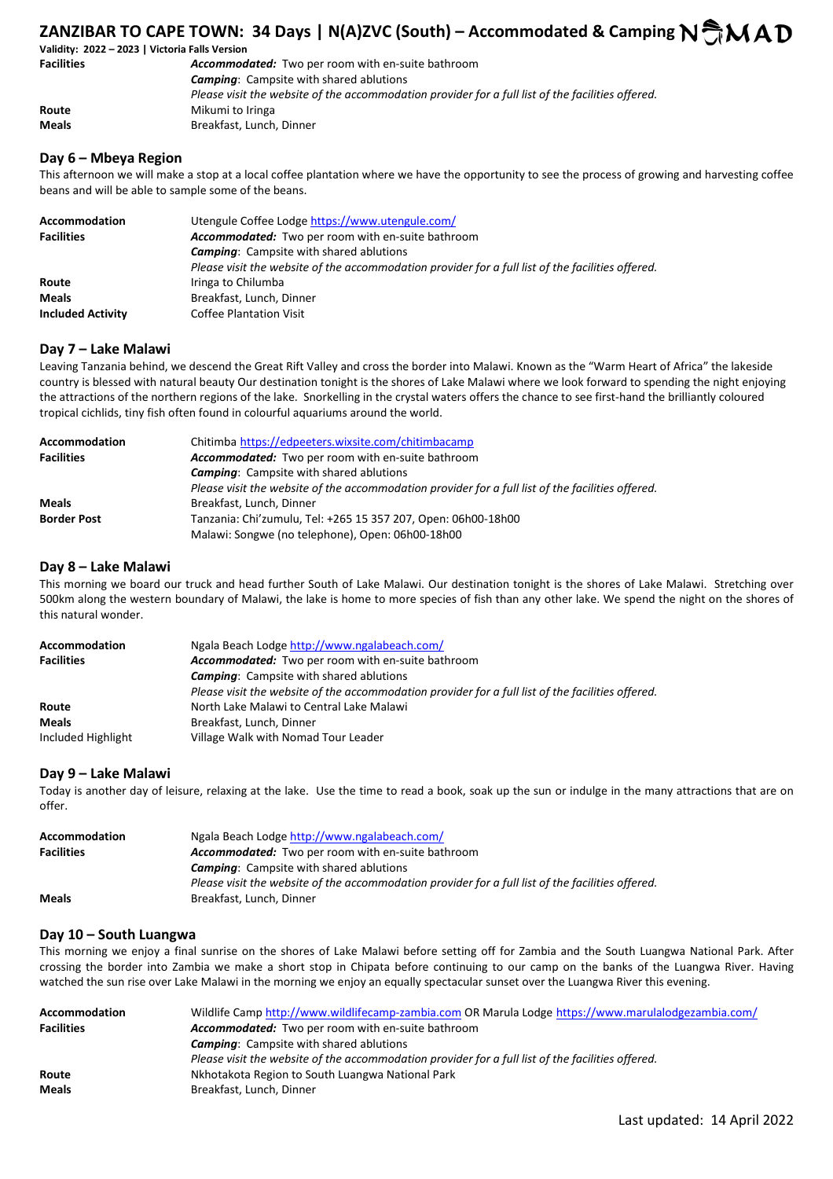## ZANZIBAR TO CAPE TOWN: 34 Days | N(A)ZVC (South) – Accommodated & Camping

**Validity: 2022 – 2023 | Victoria Falls Version**

| | |
|---|---|
| **Facilities** | ***Accommodated:*** Two per room with en-suite bathroom<br>***Camping***: Campsite with shared ablutions<br>*Please visit the website of the accommodation provider for a full list of the facilities offered.* |
| **Route** | Mikumi to Iringa |
| **Meals** | Breakfast, Lunch, Dinner |

### Day 6 – Mbeya Region

This afternoon we will make a stop at a local coffee plantation where we have the opportunity to see the process of growing and harvesting coffee beans and will be able to sample some of the beans.

| | |
|---|---|
| **Accommodation** | Utengule Coffee Lodge https://www.utengule.com/ |
| **Facilities** | ***Accommodated:*** Two per room with en-suite bathroom<br>***Camping***: Campsite with shared ablutions<br>*Please visit the website of the accommodation provider for a full list of the facilities offered.* |
| **Route** | Iringa to Chilumba |
| **Meals** | Breakfast, Lunch, Dinner |
| **Included Activity** | Coffee Plantation Visit |

### Day 7 – Lake Malawi

Leaving Tanzania behind, we descend the Great Rift Valley and cross the border into Malawi. Known as the "Warm Heart of Africa" the lakeside country is blessed with natural beauty Our destination tonight is the shores of Lake Malawi where we look forward to spending the night enjoying the attractions of the northern regions of the lake. Snorkelling in the crystal waters offers the chance to see first-hand the brilliantly coloured tropical cichlids, tiny fish often found in colourful aquariums around the world.

| | |
|---|---|
| **Accommodation** | Chitimba https://edpeeters.wixsite.com/chitimbacamp |
| **Facilities** | ***Accommodated:*** Two per room with en-suite bathroom<br>***Camping***: Campsite with shared ablutions<br>*Please visit the website of the accommodation provider for a full list of the facilities offered.* |
| **Meals** | Breakfast, Lunch, Dinner |
| **Border Post** | Tanzania: Chi'zumulu, Tel: +265 15 357 207, Open: 06h00-18h00<br>Malawi: Songwe (no telephone), Open: 06h00-18h00 |

### Day 8 – Lake Malawi

This morning we board our truck and head further South of Lake Malawi. Our destination tonight is the shores of Lake Malawi. Stretching over 500km along the western boundary of Malawi, the lake is home to more species of fish than any other lake. We spend the night on the shores of this natural wonder.

| | |
|---|---|
| **Accommodation** | Ngala Beach Lodge http://www.ngalabeach.com/ |
| **Facilities** | ***Accommodated:*** Two per room with en-suite bathroom<br>***Camping***: Campsite with shared ablutions<br>*Please visit the website of the accommodation provider for a full list of the facilities offered.* |
| **Route** | North Lake Malawi to Central Lake Malawi |
| **Meals** | Breakfast, Lunch, Dinner |
| Included Highlight | Village Walk with Nomad Tour Leader |

### Day 9 – Lake Malawi

Today is another day of leisure, relaxing at the lake. Use the time to read a book, soak up the sun or indulge in the many attractions that are on offer.

| | |
|---|---|
| **Accommodation** | Ngala Beach Lodge http://www.ngalabeach.com/ |
| **Facilities** | ***Accommodated:*** Two per room with en-suite bathroom<br>***Camping***: Campsite with shared ablutions<br>*Please visit the website of the accommodation provider for a full list of the facilities offered.* |
| **Meals** | Breakfast, Lunch, Dinner |

### Day 10 – South Luangwa

This morning we enjoy a final sunrise on the shores of Lake Malawi before setting off for Zambia and the South Luangwa National Park. After crossing the border into Zambia we make a short stop in Chipata before continuing to our camp on the banks of the Luangwa River. Having watched the sun rise over Lake Malawi in the morning we enjoy an equally spectacular sunset over the Luangwa River this evening.

| | |
|---|---|
| **Accommodation** | Wildlife Camp http://www.wildlifecamp-zambia.com OR Marula Lodge https://www.marulalodgezambia.com/ |
| **Facilities** | ***Accommodated:*** Two per room with en-suite bathroom<br>***Camping***: Campsite with shared ablutions<br>*Please visit the website of the accommodation provider for a full list of the facilities offered.* |
| **Route** | Nkhotakota Region to South Luangwa National Park |
| **Meals** | Breakfast, Lunch, Dinner |

Last updated: 14 April 2022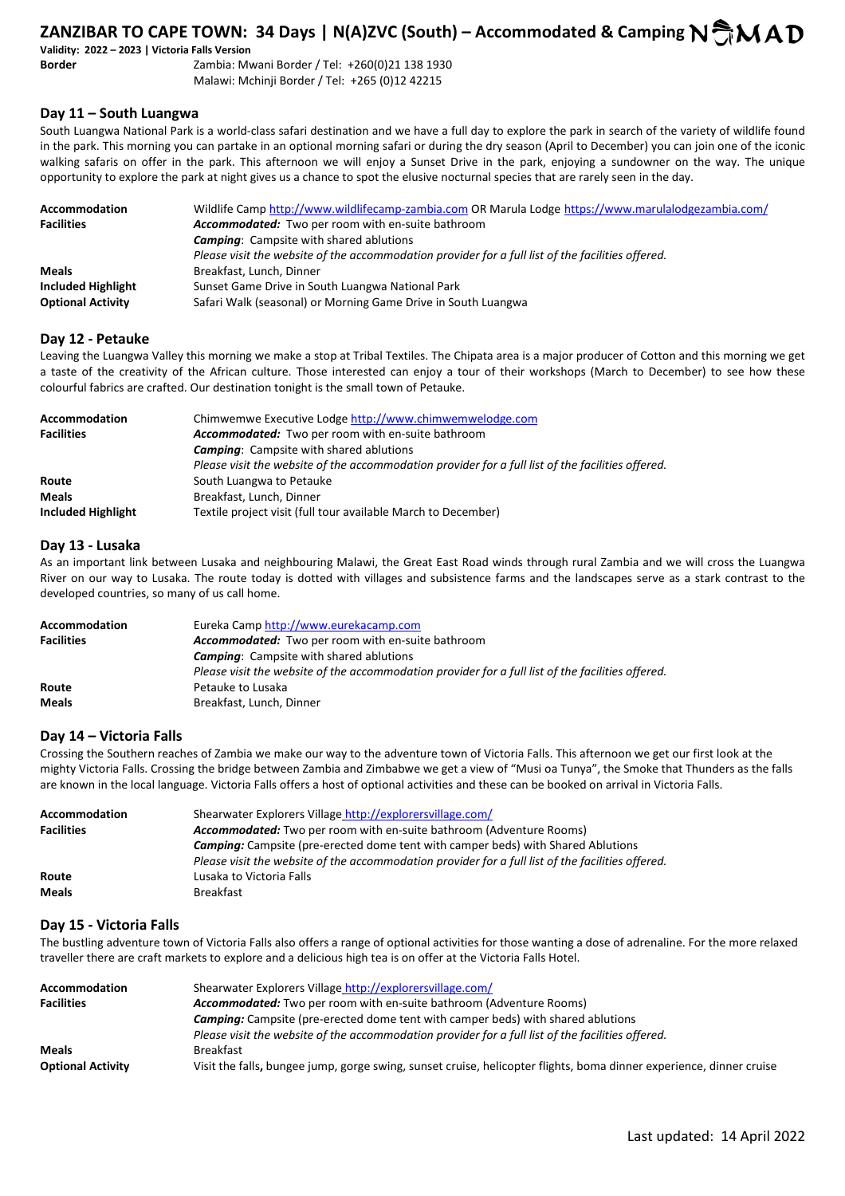# ZANZIBAR TO CAPE TOWN: 34 Days | N(A)ZVC (South) – Accommodated & Camping

**Validity: 2022 – 2023 | Victoria Falls Version**

| | |
|---|---|
| **Border** | Zambia: Mwani Border / Tel: +260(0)21 138 1930 |
| | Malawi: Mchinji Border / Tel: +265 (0)12 42215 |

## Day 11 – South Luangwa

South Luangwa National Park is a world-class safari destination and we have a full day to explore the park in search of the variety of wildlife found in the park. This morning you can partake in an optional morning safari or during the dry season (April to December) you can join one of the iconic walking safaris on offer in the park. This afternoon we will enjoy a Sunset Drive in the park, enjoying a sundowner on the way. The unique opportunity to explore the park at night gives us a chance to spot the elusive nocturnal species that are rarely seen in the day.

| | |
|---|---|
| **Accommodation** | Wildlife Camp http://www.wildlifecamp-zambia.com OR Marula Lodge https://www.marulalodgezambia.com/ |
| **Facilities** | ***Accommodated:*** Two per room with en-suite bathroom |
| | ***Camping***: Campsite with shared ablutions |
| | *Please visit the website of the accommodation provider for a full list of the facilities offered.* |
| **Meals** | Breakfast, Lunch, Dinner |
| **Included Highlight** | Sunset Game Drive in South Luangwa National Park |
| **Optional Activity** | Safari Walk (seasonal) or Morning Game Drive in South Luangwa |

## Day 12 - Petauke

Leaving the Luangwa Valley this morning we make a stop at Tribal Textiles. The Chipata area is a major producer of Cotton and this morning we get a taste of the creativity of the African culture. Those interested can enjoy a tour of their workshops (March to December) to see how these colourful fabrics are crafted. Our destination tonight is the small town of Petauke.

| | |
|---|---|
| **Accommodation** | Chimwemwe Executive Lodge http://www.chimwemwelodge.com |
| **Facilities** | ***Accommodated:*** Two per room with en-suite bathroom |
| | ***Camping***: Campsite with shared ablutions |
| | *Please visit the website of the accommodation provider for a full list of the facilities offered.* |
| **Route** | South Luangwa to Petauke |
| **Meals** | Breakfast, Lunch, Dinner |
| **Included Highlight** | Textile project visit (full tour available March to December) |

## Day 13 - Lusaka

As an important link between Lusaka and neighbouring Malawi, the Great East Road winds through rural Zambia and we will cross the Luangwa River on our way to Lusaka. The route today is dotted with villages and subsistence farms and the landscapes serve as a stark contrast to the developed countries, so many of us call home.

| | |
|---|---|
| **Accommodation** | Eureka Camp http://www.eurekacamp.com |
| **Facilities** | ***Accommodated:*** Two per room with en-suite bathroom |
| | ***Camping***: Campsite with shared ablutions |
| | *Please visit the website of the accommodation provider for a full list of the facilities offered.* |
| **Route** | Petauke to Lusaka |
| **Meals** | Breakfast, Lunch, Dinner |

## Day 14 – Victoria Falls

Crossing the Southern reaches of Zambia we make our way to the adventure town of Victoria Falls. This afternoon we get our first look at the mighty Victoria Falls. Crossing the bridge between Zambia and Zimbabwe we get a view of "Musi oa Tunya", the Smoke that Thunders as the falls are known in the local language. Victoria Falls offers a host of optional activities and these can be booked on arrival in Victoria Falls.

| | |
|---|---|
| **Accommodation** | Shearwater Explorers Village http://explorersvillage.com/ |
| **Facilities** | ***Accommodated:*** Two per room with en-suite bathroom (Adventure Rooms) |
| | ***Camping:*** Campsite (pre-erected dome tent with camper beds) with Shared Ablutions |
| | *Please visit the website of the accommodation provider for a full list of the facilities offered.* |
| **Route** | Lusaka to Victoria Falls |
| **Meals** | Breakfast |

## Day 15 - Victoria Falls

The bustling adventure town of Victoria Falls also offers a range of optional activities for those wanting a dose of adrenaline. For the more relaxed traveller there are craft markets to explore and a delicious high tea is on offer at the Victoria Falls Hotel.

| | |
|---|---|
| **Accommodation** | Shearwater Explorers Village http://explorersvillage.com/ |
| **Facilities** | ***Accommodated:*** Two per room with en-suite bathroom (Adventure Rooms) |
| | ***Camping:*** Campsite (pre-erected dome tent with camper beds) with shared ablutions |
| | *Please visit the website of the accommodation provider for a full list of the facilities offered.* |
| **Meals** | Breakfast |
| **Optional Activity** | Visit the falls**,** bungee jump, gorge swing, sunset cruise, helicopter flights, boma dinner experience, dinner cruise |

Last updated: 14 April 2022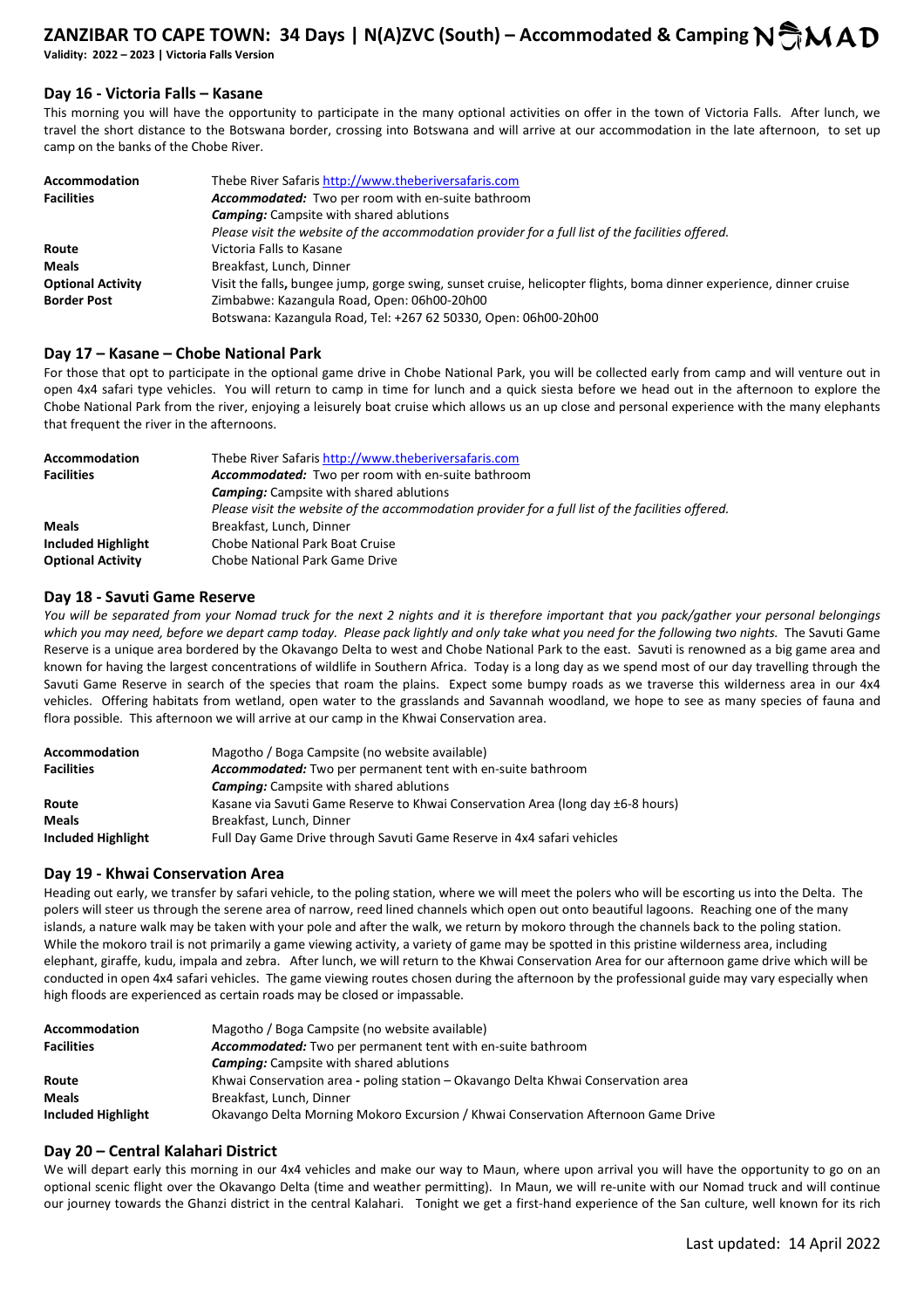## Day 16 - Victoria Falls – Kasane

This morning you will have the opportunity to participate in the many optional activities on offer in the town of Victoria Falls. After lunch, we travel the short distance to the Botswana border, crossing into Botswana and will arrive at our accommodation in the late afternoon, to set up camp on the banks of the Chobe River.

| | |
|---|---|
| **Accommodation** | Thebe River Safaris http://www.theberiversafaris.com |
| **Facilities** | ***Accommodated:*** Two per room with en-suite bathroom |
| | ***Camping:*** Campsite with shared ablutions |
| | *Please visit the website of the accommodation provider for a full list of the facilities offered.* |
| **Route** | Victoria Falls to Kasane |
| **Meals** | Breakfast, Lunch, Dinner |
| **Optional Activity** | Visit the falls**,** bungee jump, gorge swing, sunset cruise, helicopter flights, boma dinner experience, dinner cruise |
| **Border Post** | Zimbabwe: Kazangula Road, Open: 06h00-20h00 |
| | Botswana: Kazangula Road, Tel: +267 62 50330, Open: 06h00-20h00 |

## Day 17 – Kasane – Chobe National Park

For those that opt to participate in the optional game drive in Chobe National Park, you will be collected early from camp and will venture out in open 4x4 safari type vehicles. You will return to camp in time for lunch and a quick siesta before we head out in the afternoon to explore the Chobe National Park from the river, enjoying a leisurely boat cruise which allows us an up close and personal experience with the many elephants that frequent the river in the afternoons.

| | |
|---|---|
| **Accommodation** | Thebe River Safaris http://www.theberiversafaris.com |
| **Facilities** | ***Accommodated:*** Two per room with en-suite bathroom |
| | ***Camping:*** Campsite with shared ablutions |
| | *Please visit the website of the accommodation provider for a full list of the facilities offered.* |
| **Meals** | Breakfast, Lunch, Dinner |
| **Included Highlight** | Chobe National Park Boat Cruise |
| **Optional Activity** | Chobe National Park Game Drive |

## Day 18 - Savuti Game Reserve

*You will be separated from your Nomad truck for the next 2 nights and it is therefore important that you pack/gather your personal belongings which you may need, before we depart camp today. Please pack lightly and only take what you need for the following two nights.* The Savuti Game Reserve is a unique area bordered by the Okavango Delta to west and Chobe National Park to the east. Savuti is renowned as a big game area and known for having the largest concentrations of wildlife in Southern Africa. Today is a long day as we spend most of our day travelling through the Savuti Game Reserve in search of the species that roam the plains. Expect some bumpy roads as we traverse this wilderness area in our 4x4 vehicles. Offering habitats from wetland, open water to the grasslands and Savannah woodland, we hope to see as many species of fauna and flora possible. This afternoon we will arrive at our camp in the Khwai Conservation area.

| | |
|---|---|
| **Accommodation** | Magotho / Boga Campsite (no website available) |
| **Facilities** | ***Accommodated:*** Two per permanent tent with en-suite bathroom |
| | ***Camping:*** Campsite with shared ablutions |
| **Route** | Kasane via Savuti Game Reserve to Khwai Conservation Area (long day ±6-8 hours) |
| **Meals** | Breakfast, Lunch, Dinner |
| **Included Highlight** | Full Day Game Drive through Savuti Game Reserve in 4x4 safari vehicles |

## Day 19 - Khwai Conservation Area

Heading out early, we transfer by safari vehicle, to the poling station, where we will meet the polers who will be escorting us into the Delta. The polers will steer us through the serene area of narrow, reed lined channels which open out onto beautiful lagoons. Reaching one of the many islands, a nature walk may be taken with your pole and after the walk, we return by mokoro through the channels back to the poling station. While the mokoro trail is not primarily a game viewing activity, a variety of game may be spotted in this pristine wilderness area, including elephant, giraffe, kudu, impala and zebra. After lunch, we will return to the Khwai Conservation Area for our afternoon game drive which will be conducted in open 4x4 safari vehicles. The game viewing routes chosen during the afternoon by the professional guide may vary especially when high floods are experienced as certain roads may be closed or impassable.

| | |
|---|---|
| **Accommodation** | Magotho / Boga Campsite (no website available) |
| **Facilities** | ***Accommodated:*** Two per permanent tent with en-suite bathroom |
| | ***Camping:*** Campsite with shared ablutions |
| **Route** | Khwai Conservation area **-** poling station – Okavango Delta Khwai Conservation area |
| **Meals** | Breakfast, Lunch, Dinner |
| **Included Highlight** | Okavango Delta Morning Mokoro Excursion / Khwai Conservation Afternoon Game Drive |

## Day 20 – Central Kalahari District

We will depart early this morning in our 4x4 vehicles and make our way to Maun, where upon arrival you will have the opportunity to go on an optional scenic flight over the Okavango Delta (time and weather permitting). In Maun, we will re-unite with our Nomad truck and will continue our journey towards the Ghanzi district in the central Kalahari. Tonight we get a first-hand experience of the San culture, well known for its rich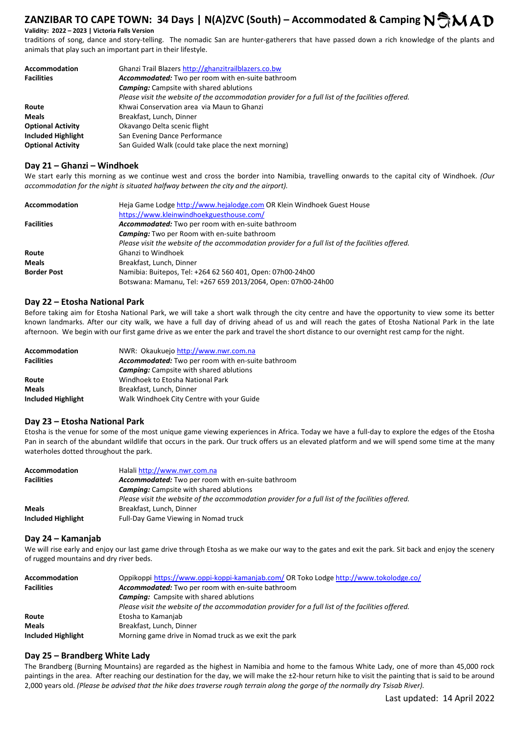traditions of song, dance and story-telling. The nomadic San are hunter-gatherers that have passed down a rich knowledge of the plants and animals that play such an important part in their lifestyle.

| | |
|---|---|
| **Accommodation** | Ghanzi Trail Blazers http://ghanzitrailblazers.co.bw |
| **Facilities** | ***Accommodated:*** Two per room with en-suite bathroom<br>***Camping:*** Campsite with shared ablutions<br>*Please visit the website of the accommodation provider for a full list of the facilities offered.* |
| **Route** | Khwai Conservation area via Maun to Ghanzi |
| **Meals** | Breakfast, Lunch, Dinner |
| **Optional Activity** | Okavango Delta scenic flight |
| **Included Highlight** | San Evening Dance Performance |
| **Optional Activity** | San Guided Walk (could take place the next morning) |

## Day 21 – Ghanzi – Windhoek

We start early this morning as we continue west and cross the border into Namibia, travelling onwards to the capital city of Windhoek. *(Our accommodation for the night is situated halfway between the city and the airport).*

| | |
|---|---|
| **Accommodation** | Heja Game Lodge http://www.hejalodge.com OR Klein Windhoek Guest House https://www.kleinwindhoekguesthouse.com/ |
| **Facilities** | ***Accommodated:*** Two per room with en-suite bathroom<br>***Camping:*** Two per Room with en-suite bathroom<br>*Please visit the website of the accommodation provider for a full list of the facilities offered.* |
| **Route** | Ghanzi to Windhoek |
| **Meals** | Breakfast, Lunch, Dinner |
| **Border Post** | Namibia: Buitepos, Tel: +264 62 560 401, Open: 07h00-24h00<br>Botswana: Mamanu, Tel: +267 659 2013/2064, Open: 07h00-24h00 |

## Day 22 – Etosha National Park

Before taking aim for Etosha National Park, we will take a short walk through the city centre and have the opportunity to view some its better known landmarks. After our city walk, we have a full day of driving ahead of us and will reach the gates of Etosha National Park in the late afternoon. We begin with our first game drive as we enter the park and travel the short distance to our overnight rest camp for the night.

| | |
|---|---|
| **Accommodation** | NWR: Okaukuejo http://www.nwr.com.na |
| **Facilities** | ***Accommodated:*** Two per room with en-suite bathroom<br>***Camping:*** Campsite with shared ablutions |
| **Route** | Windhoek to Etosha National Park |
| **Meals** | Breakfast, Lunch, Dinner |
| **Included Highlight** | Walk Windhoek City Centre with your Guide |

## Day 23 – Etosha National Park

Etosha is the venue for some of the most unique game viewing experiences in Africa. Today we have a full-day to explore the edges of the Etosha Pan in search of the abundant wildlife that occurs in the park. Our truck offers us an elevated platform and we will spend some time at the many waterholes dotted throughout the park.

| | |
|---|---|
| **Accommodation** | Halali http://www.nwr.com.na |
| **Facilities** | ***Accommodated:*** Two per room with en-suite bathroom<br>***Camping:*** Campsite with shared ablutions<br>*Please visit the website of the accommodation provider for a full list of the facilities offered.* |
| **Meals** | Breakfast, Lunch, Dinner |
| **Included Highlight** | Full-Day Game Viewing in Nomad truck |

## Day 24 – Kamanjab

We will rise early and enjoy our last game drive through Etosha as we make our way to the gates and exit the park. Sit back and enjoy the scenery of rugged mountains and dry river beds.

| | |
|---|---|
| **Accommodation** | Oppikoppi https://www.oppi-koppi-kamanjab.com/ OR Toko Lodge http://www.tokolodge.co/ |
| **Facilities** | ***Accommodated:*** Two per room with en-suite bathroom<br>***Camping:*** Campsite with shared ablutions<br>*Please visit the website of the accommodation provider for a full list of the facilities offered.* |
| **Route** | Etosha to Kamanjab |
| **Meals** | Breakfast, Lunch, Dinner |
| **Included Highlight** | Morning game drive in Nomad truck as we exit the park |

## Day 25 – Brandberg White Lady

The Brandberg (Burning Mountains) are regarded as the highest in Namibia and home to the famous White Lady, one of more than 45,000 rock paintings in the area. After reaching our destination for the day, we will make the ±2-hour return hike to visit the painting that is said to be around 2,000 years old. *(Please be advised that the hike does traverse rough terrain along the gorge of the normally dry Tsisab River).*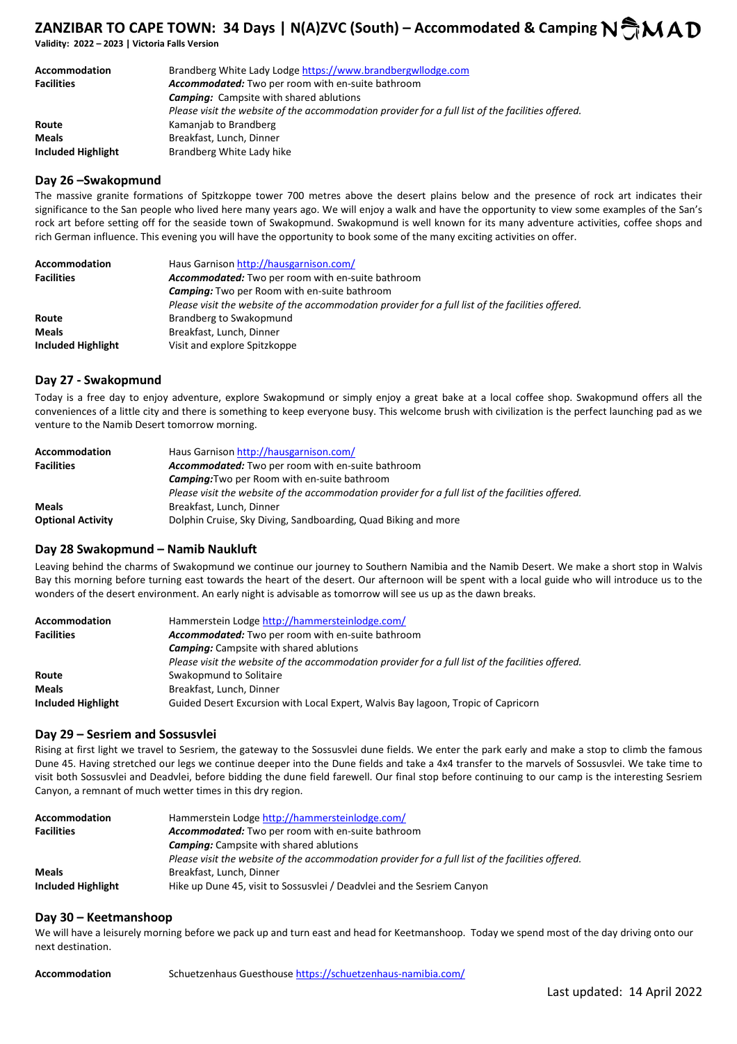| | |
|---|---|
| **Accommodation** | Brandberg White Lady Lodge https://www.brandbergwllodge.com |
| **Facilities** | ***Accommodated:*** Two per room with en-suite bathroom |
| | ***Camping:*** Campsite with shared ablutions |
| | *Please visit the website of the accommodation provider for a full list of the facilities offered.* |
| **Route** | Kamanjab to Brandberg |
| **Meals** | Breakfast, Lunch, Dinner |
| **Included Highlight** | Brandberg White Lady hike |

## Day 26 –Swakopmund

The massive granite formations of Spitzkoppe tower 700 metres above the desert plains below and the presence of rock art indicates their significance to the San people who lived here many years ago. We will enjoy a walk and have the opportunity to view some examples of the San's rock art before setting off for the seaside town of Swakopmund. Swakopmund is well known for its many adventure activities, coffee shops and rich German influence. This evening you will have the opportunity to book some of the many exciting activities on offer.

| | |
|---|---|
| **Accommodation** | Haus Garnison http://hausgarnison.com/ |
| **Facilities** | ***Accommodated:*** Two per room with en-suite bathroom |
| | ***Camping:*** Two per Room with en-suite bathroom |
| | *Please visit the website of the accommodation provider for a full list of the facilities offered.* |
| **Route** | Brandberg to Swakopmund |
| **Meals** | Breakfast, Lunch, Dinner |
| **Included Highlight** | Visit and explore Spitzkoppe |

## Day 27 - Swakopmund

Today is a free day to enjoy adventure, explore Swakopmund or simply enjoy a great bake at a local coffee shop. Swakopmund offers all the conveniences of a little city and there is something to keep everyone busy. This welcome brush with civilization is the perfect launching pad as we venture to the Namib Desert tomorrow morning.

| | |
|---|---|
| **Accommodation** | Haus Garnison http://hausgarnison.com/ |
| **Facilities** | ***Accommodated:*** Two per room with en-suite bathroom |
| | ***Camping:***Two per Room with en-suite bathroom |
| | *Please visit the website of the accommodation provider for a full list of the facilities offered.* |
| **Meals** | Breakfast, Lunch, Dinner |
| **Optional Activity** | Dolphin Cruise, Sky Diving, Sandboarding, Quad Biking and more |

## Day 28 Swakopmund – Namib Naukluft

Leaving behind the charms of Swakopmund we continue our journey to Southern Namibia and the Namib Desert. We make a short stop in Walvis Bay this morning before turning east towards the heart of the desert. Our afternoon will be spent with a local guide who will introduce us to the wonders of the desert environment. An early night is advisable as tomorrow will see us up as the dawn breaks.

| | |
|---|---|
| **Accommodation** | Hammerstein Lodge http://hammersteinlodge.com/ |
| **Facilities** | ***Accommodated:*** Two per room with en-suite bathroom |
| | ***Camping:*** Campsite with shared ablutions |
| | *Please visit the website of the accommodation provider for a full list of the facilities offered.* |
| **Route** | Swakopmund to Solitaire |
| **Meals** | Breakfast, Lunch, Dinner |
| **Included Highlight** | Guided Desert Excursion with Local Expert, Walvis Bay lagoon, Tropic of Capricorn |

## Day 29 – Sesriem and Sossusvlei

Rising at first light we travel to Sesriem, the gateway to the Sossusvlei dune fields. We enter the park early and make a stop to climb the famous Dune 45. Having stretched our legs we continue deeper into the Dune fields and take a 4x4 transfer to the marvels of Sossusvlei. We take time to visit both Sossusvlei and Deadvlei, before bidding the dune field farewell. Our final stop before continuing to our camp is the interesting Sesriem Canyon, a remnant of much wetter times in this dry region.

| | |
|---|---|
| **Accommodation** | Hammerstein Lodge http://hammersteinlodge.com/ |
| **Facilities** | ***Accommodated:*** Two per room with en-suite bathroom |
| | ***Camping:*** Campsite with shared ablutions |
| | *Please visit the website of the accommodation provider for a full list of the facilities offered.* |
| **Meals** | Breakfast, Lunch, Dinner |
| **Included Highlight** | Hike up Dune 45, visit to Sossusvlei / Deadvlei and the Sesriem Canyon |

## Day 30 – Keetmanshoop

We will have a leisurely morning before we pack up and turn east and head for Keetmanshoop. Today we spend most of the day driving onto our next destination.

| | |
|---|---|
| **Accommodation** | Schuetzenhaus Guesthouse https://schuetzenhaus-namibia.com/ |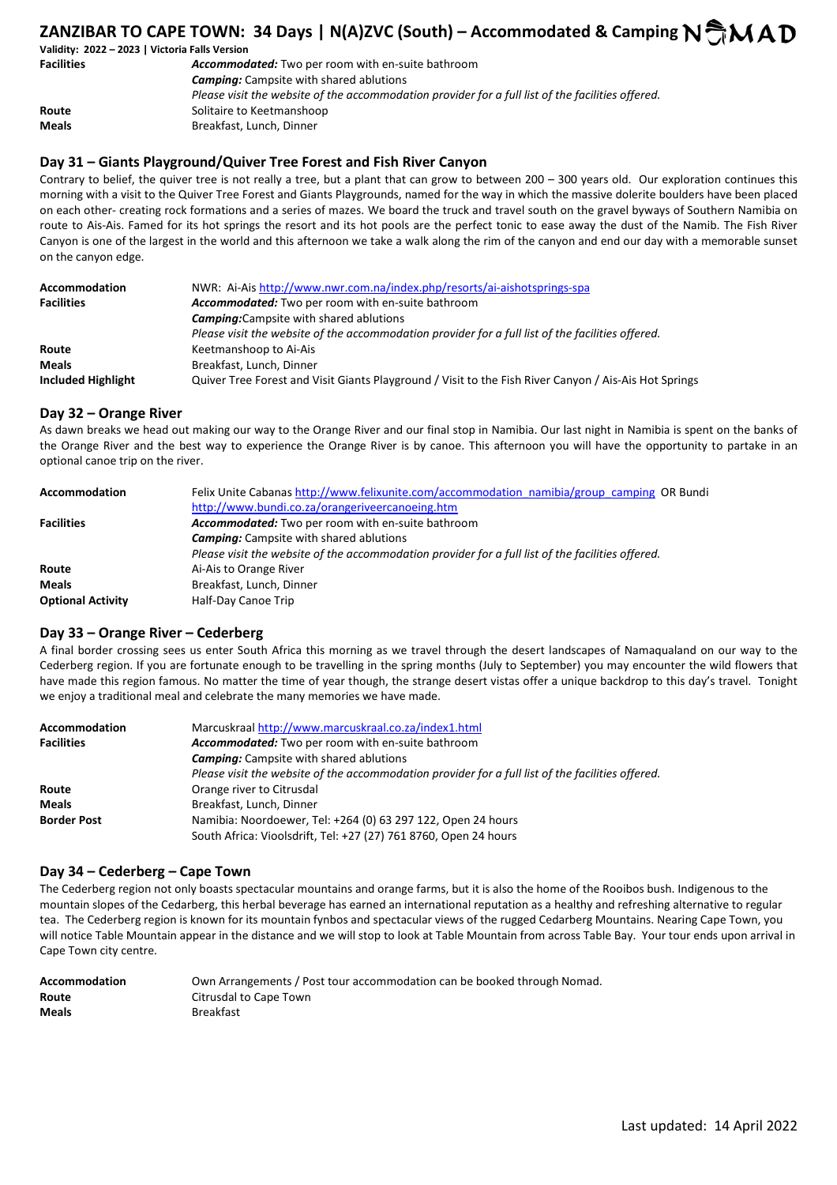# ZANZIBAR TO CAPE TOWN: 34 Days | N(A)ZVC (South) – Accommodated & Camping

**Validity: 2022 – 2023 | Victoria Falls Version**

| | |
|---|---|
| **Facilities** | ***Accommodated:*** Two per room with en-suite bathroom<br>***Camping:*** Campsite with shared ablutions<br>*Please visit the website of the accommodation provider for a full list of the facilities offered.* |
| **Route** | Solitaire to Keetmanshoop |
| **Meals** | Breakfast, Lunch, Dinner |

## Day 31 – Giants Playground/Quiver Tree Forest and Fish River Canyon

Contrary to belief, the quiver tree is not really a tree, but a plant that can grow to between 200 – 300 years old. Our exploration continues this morning with a visit to the Quiver Tree Forest and Giants Playgrounds, named for the way in which the massive dolerite boulders have been placed on each other- creating rock formations and a series of mazes. We board the truck and travel south on the gravel byways of Southern Namibia on route to Ais-Ais. Famed for its hot springs the resort and its hot pools are the perfect tonic to ease away the dust of the Namib. The Fish River Canyon is one of the largest in the world and this afternoon we take a walk along the rim of the canyon and end our day with a memorable sunset on the canyon edge.

| | |
|---|---|
| **Accommodation** | NWR: Ai-Ais http://www.nwr.com.na/index.php/resorts/ai-aishotsprings-spa |
| **Facilities** | ***Accommodated:*** Two per room with en-suite bathroom<br>***Camping:***Campsite with shared ablutions<br>*Please visit the website of the accommodation provider for a full list of the facilities offered.* |
| **Route** | Keetmanshoop to Ai-Ais |
| **Meals** | Breakfast, Lunch, Dinner |
| **Included Highlight** | Quiver Tree Forest and Visit Giants Playground / Visit to the Fish River Canyon / Ais-Ais Hot Springs |

## Day 32 – Orange River

As dawn breaks we head out making our way to the Orange River and our final stop in Namibia. Our last night in Namibia is spent on the banks of the Orange River and the best way to experience the Orange River is by canoe. This afternoon you will have the opportunity to partake in an optional canoe trip on the river.

| | |
|---|---|
| **Accommodation** | Felix Unite Cabanas http://www.felixunite.com/accommodation_namibia/group_camping OR Bundi http://www.bundi.co.za/orangeriveercanoeing.htm |
| **Facilities** | ***Accommodated:*** Two per room with en-suite bathroom<br>***Camping:*** Campsite with shared ablutions<br>*Please visit the website of the accommodation provider for a full list of the facilities offered.* |
| **Route** | Ai-Ais to Orange River |
| **Meals** | Breakfast, Lunch, Dinner |
| **Optional Activity** | Half-Day Canoe Trip |

## Day 33 – Orange River – Cederberg

A final border crossing sees us enter South Africa this morning as we travel through the desert landscapes of Namaqualand on our way to the Cederberg region. If you are fortunate enough to be travelling in the spring months (July to September) you may encounter the wild flowers that have made this region famous. No matter the time of year though, the strange desert vistas offer a unique backdrop to this day's travel. Tonight we enjoy a traditional meal and celebrate the many memories we have made.

| | |
|---|---|
| **Accommodation** | Marcuskraal http://www.marcuskraal.co.za/index1.html |
| **Facilities** | ***Accommodated:*** Two per room with en-suite bathroom<br>***Camping:*** Campsite with shared ablutions<br>*Please visit the website of the accommodation provider for a full list of the facilities offered.* |
| **Route** | Orange river to Citrusdal |
| **Meals** | Breakfast, Lunch, Dinner |
| **Border Post** | Namibia: Noordoewer, Tel: +264 (0) 63 297 122, Open 24 hours<br>South Africa: Vioolsdrift, Tel: +27 (27) 761 8760, Open 24 hours |

## Day 34 – Cederberg – Cape Town

The Cederberg region not only boasts spectacular mountains and orange farms, but it is also the home of the Rooibos bush. Indigenous to the mountain slopes of the Cedarberg, this herbal beverage has earned an international reputation as a healthy and refreshing alternative to regular tea. The Cederberg region is known for its mountain fynbos and spectacular views of the rugged Cedarberg Mountains. Nearing Cape Town, you will notice Table Mountain appear in the distance and we will stop to look at Table Mountain from across Table Bay. Your tour ends upon arrival in Cape Town city centre.

| | |
|---|---|
| **Accommodation** | Own Arrangements / Post tour accommodation can be booked through Nomad. |
| **Route** | Citrusdal to Cape Town |
| **Meals** | Breakfast |

Last updated: 14 April 2022